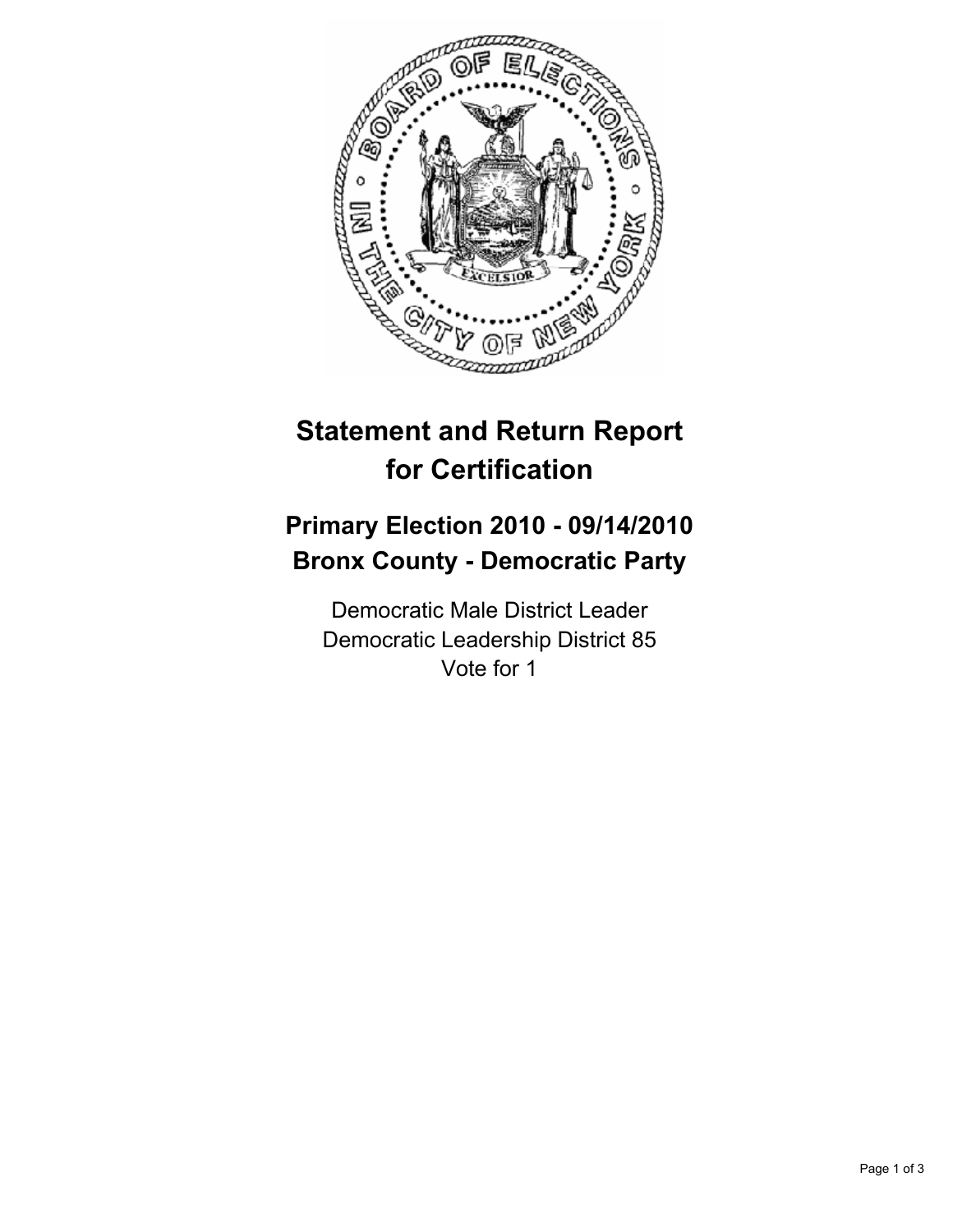# Statement and Return Report for Certification

## Primary Election 2010 - 09/14/2010
## Bronx County - Democratic Party

Democratic Male District Leader
Democratic Leadership District 85
Vote for 1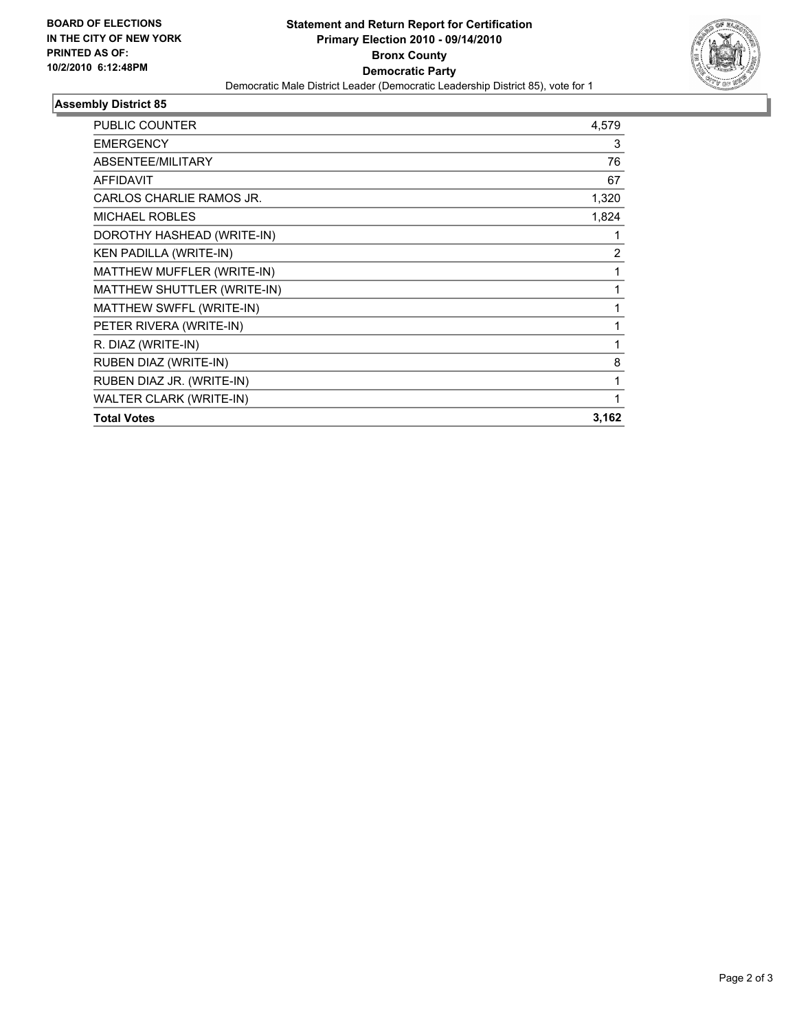**BOARD OF ELECTIONS IN THE CITY OF NEW YORK PRINTED AS OF: 10/2/2010 6:12:48PM**

**Statement and Return Report for Certification**
**Primary Election 2010 - 09/14/2010**
**Bronx County**
**Democratic Party**
Democratic Male District Leader (Democratic Leadership District 85), vote for 1

## Assembly District 85

| | |
|---|---|
| PUBLIC COUNTER | 4,579 |
| EMERGENCY | 3 |
| ABSENTEE/MILITARY | 76 |
| AFFIDAVIT | 67 |
| CARLOS CHARLIE RAMOS JR. | 1,320 |
| MICHAEL ROBLES | 1,824 |
| DOROTHY HASHEAD (WRITE-IN) | 1 |
| KEN PADILLA (WRITE-IN) | 2 |
| MATTHEW MUFFLER (WRITE-IN) | 1 |
| MATTHEW SHUTTLER (WRITE-IN) | 1 |
| MATTHEW SWFFL (WRITE-IN) | 1 |
| PETER RIVERA (WRITE-IN) | 1 |
| R. DIAZ (WRITE-IN) | 1 |
| RUBEN DIAZ (WRITE-IN) | 8 |
| RUBEN DIAZ JR. (WRITE-IN) | 1 |
| WALTER CLARK (WRITE-IN) | 1 |
| **Total Votes** | **3,162** |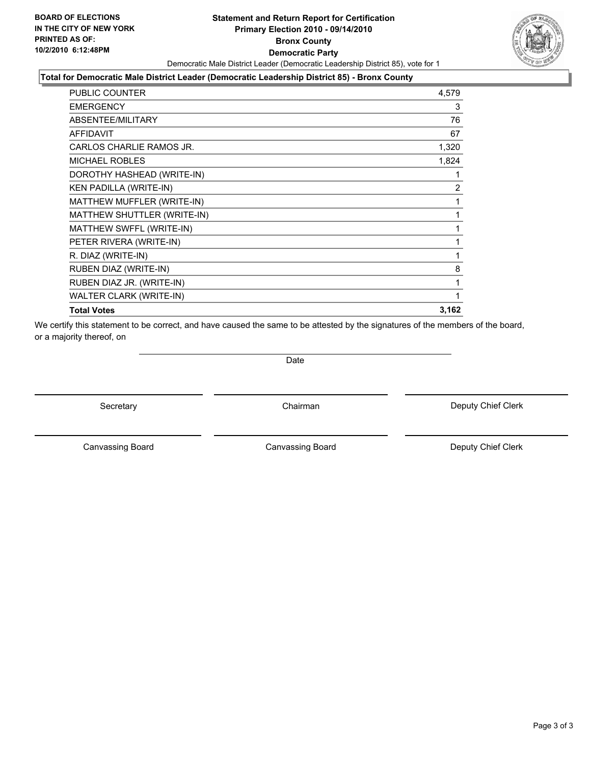**BOARD OF ELECTIONS IN THE CITY OF NEW YORK PRINTED AS OF: 10/2/2010 6:12:48PM**

# Statement and Return Report for Certification
## Primary Election 2010 - 09/14/2010
## Bronx County
## Democratic Party

Democratic Male District Leader (Democratic Leadership District 85), vote for 1

**Total for Democratic Male District Leader (Democratic Leadership District 85) - Bronx County**

| | |
|---|---|
| PUBLIC COUNTER | 4,579 |
| EMERGENCY | 3 |
| ABSENTEE/MILITARY | 76 |
| AFFIDAVIT | 67 |
| CARLOS CHARLIE RAMOS JR. | 1,320 |
| MICHAEL ROBLES | 1,824 |
| DOROTHY HASHEAD (WRITE-IN) | 1 |
| KEN PADILLA (WRITE-IN) | 2 |
| MATTHEW MUFFLER (WRITE-IN) | 1 |
| MATTHEW SHUTTLER (WRITE-IN) | 1 |
| MATTHEW SWFFL (WRITE-IN) | 1 |
| PETER RIVERA (WRITE-IN) | 1 |
| R. DIAZ (WRITE-IN) | 1 |
| RUBEN DIAZ (WRITE-IN) | 8 |
| RUBEN DIAZ JR. (WRITE-IN) | 1 |
| WALTER CLARK (WRITE-IN) | 1 |
| **Total Votes** | **3,162** |

We certify this statement to be correct, and have caused the same to be attested by the signatures of the members of the board, or a majority thereof, on

Date

Secretary

Chairman

Deputy Chief Clerk

Canvassing Board

Canvassing Board

Deputy Chief Clerk